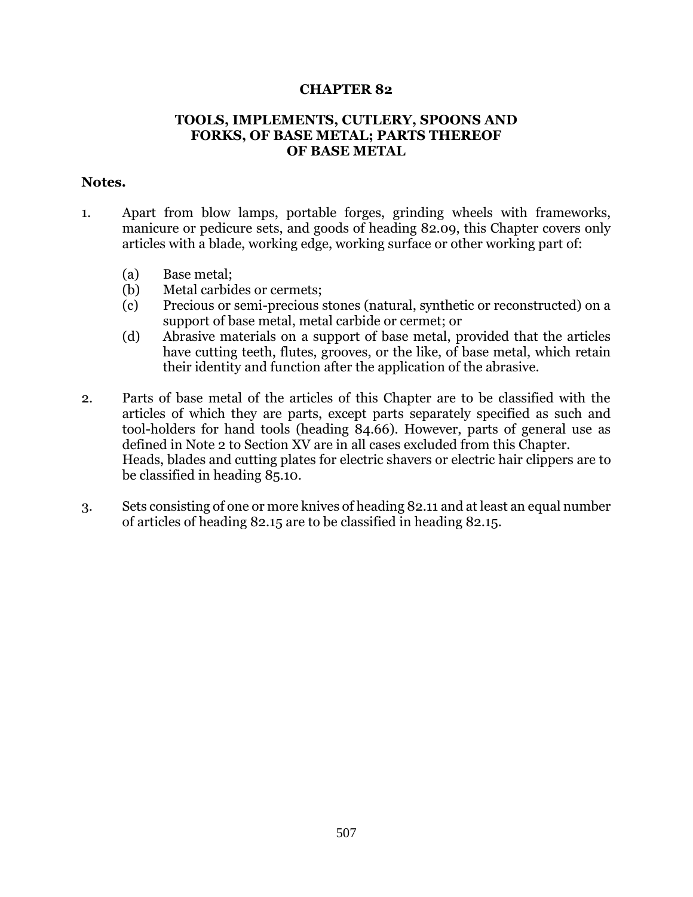# CHAPTER 82

## TOOLS, IMPLEMENTS, CUTLERY, SPOONS AND FORKS, OF BASE METAL; PARTS THEREOF OF BASE METAL

**Notes.**

1. Apart from blow lamps, portable forges, grinding wheels with frameworks, manicure or pedicure sets, and goods of heading 82.09, this Chapter covers only articles with a blade, working edge, working surface or other working part of:

   (a) Base metal;

   (b) Metal carbides or cermets;

   (c) Precious or semi-precious stones (natural, synthetic or reconstructed) on a support of base metal, metal carbide or cermet; or

   (d) Abrasive materials on a support of base metal, provided that the articles have cutting teeth, flutes, grooves, or the like, of base metal, which retain their identity and function after the application of the abrasive.

2. Parts of base metal of the articles of this Chapter are to be classified with the articles of which they are parts, except parts separately specified as such and tool-holders for hand tools (heading 84.66). However, parts of general use as defined in Note 2 to Section XV are in all cases excluded from this Chapter.
   Heads, blades and cutting plates for electric shavers or electric hair clippers are to be classified in heading 85.10.

3. Sets consisting of one or more knives of heading 82.11 and at least an equal number of articles of heading 82.15 are to be classified in heading 82.15.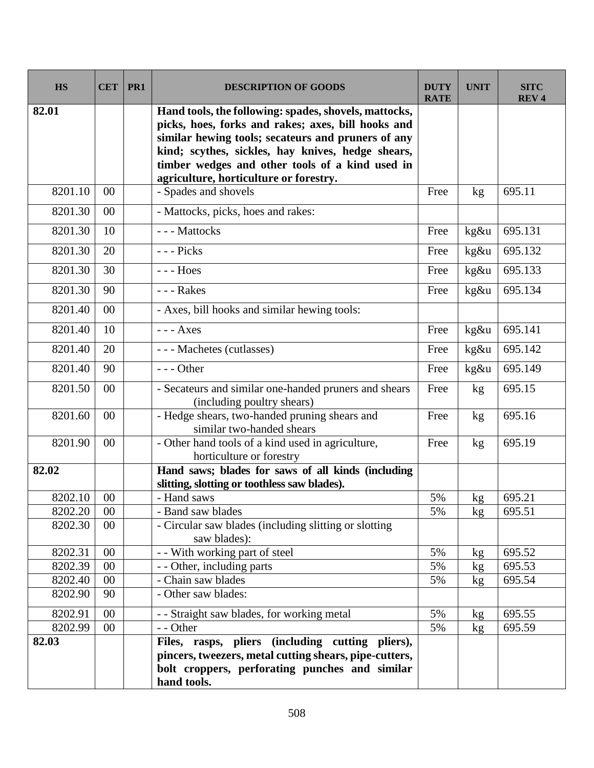| HS | CET | PR1 | DESCRIPTION OF GOODS | DUTY RATE | UNIT | SITC REV 4 |
|---|---|---|---|---|---|---|
| **82.01** | | | **Hand tools, the following: spades, shovels, mattocks, picks, hoes, forks and rakes; axes, bill hooks and similar hewing tools; secateurs and pruners of any kind; scythes, sickles, hay knives, hedge shears, timber wedges and other tools of a kind used in agriculture, horticulture or forestry.** | | | |
| 8201.10 | 00 | | - Spades and shovels | Free | kg | 695.11 |
| 8201.30 | 00 | | - Mattocks, picks, hoes and rakes: | | | |
| 8201.30 | 10 | | - - - Mattocks | Free | kg&u | 695.131 |
| 8201.30 | 20 | | - - - Picks | Free | kg&u | 695.132 |
| 8201.30 | 30 | | - - - Hoes | Free | kg&u | 695.133 |
| 8201.30 | 90 | | - - - Rakes | Free | kg&u | 695.134 |
| 8201.40 | 00 | | - Axes, bill hooks and similar hewing tools: | | | |
| 8201.40 | 10 | | - - - Axes | Free | kg&u | 695.141 |
| 8201.40 | 20 | | - - - Machetes (cutlasses) | Free | kg&u | 695.142 |
| 8201.40 | 90 | | - - - Other | Free | kg&u | 695.149 |
| 8201.50 | 00 | | - Secateurs and similar one-handed pruners and shears (including poultry shears) | Free | kg | 695.15 |
| 8201.60 | 00 | | - Hedge shears, two-handed pruning shears and similar two-handed shears | Free | kg | 695.16 |
| 8201.90 | 00 | | - Other hand tools of a kind used in agriculture, horticulture or forestry | Free | kg | 695.19 |
| **82.02** | | | **Hand saws; blades for saws of all kinds (including slitting, slotting or toothless saw blades).** | | | |
| 8202.10 | 00 | | - Hand saws | 5% | kg | 695.21 |
| 8202.20 | 00 | | - Band saw blades | 5% | kg | 695.51 |
| 8202.30 | 00 | | - Circular saw blades (including slitting or slotting saw blades): | | | |
| 8202.31 | 00 | | - - With working part of steel | 5% | kg | 695.52 |
| 8202.39 | 00 | | - - Other, including parts | 5% | kg | 695.53 |
| 8202.40 | 00 | | - Chain saw blades | 5% | kg | 695.54 |
| 8202.90 | 90 | | - Other saw blades: | | | |
| 8202.91 | 00 | | - - Straight saw blades, for working metal | 5% | kg | 695.55 |
| 8202.99 | 00 | | - - Other | 5% | kg | 695.59 |
| **82.03** | | | **Files, rasps, pliers (including cutting pliers), pincers, tweezers, metal cutting shears, pipe-cutters, bolt croppers, perforating punches and similar hand tools.** | | | |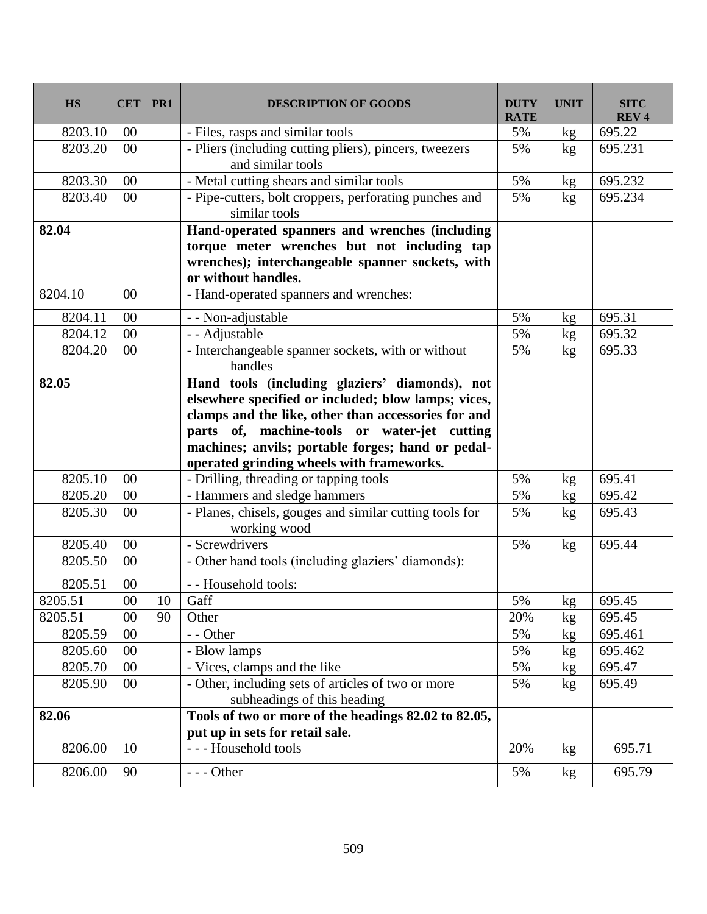| HS | CET | PR1 | DESCRIPTION OF GOODS | DUTY RATE | UNIT | SITC REV 4 |
|---|---|---|---|---|---|---|
| 8203.10 | 00 | | - Files, rasps and similar tools | 5% | kg | 695.22 |
| 8203.20 | 00 | | - Pliers (including cutting pliers), pincers, tweezers and similar tools | 5% | kg | 695.231 |
| 8203.30 | 00 | | - Metal cutting shears and similar tools | 5% | kg | 695.232 |
| 8203.40 | 00 | | - Pipe-cutters, bolt croppers, perforating punches and similar tools | 5% | kg | 695.234 |
| **82.04** | | | **Hand-operated spanners and wrenches (including torque meter wrenches but not including tap wrenches); interchangeable spanner sockets, with or without handles.** | | | |
| 8204.10 | 00 | | - Hand-operated spanners and wrenches: | | | |
| 8204.11 | 00 | | - - Non-adjustable | 5% | kg | 695.31 |
| 8204.12 | 00 | | - - Adjustable | 5% | kg | 695.32 |
| 8204.20 | 00 | | - Interchangeable spanner sockets, with or without handles | 5% | kg | 695.33 |
| **82.05** | | | **Hand tools (including glaziers' diamonds), not elsewhere specified or included; blow lamps; vices, clamps and the like, other than accessories for and parts of, machine-tools or water-jet cutting machines; anvils; portable forges; hand or pedal-operated grinding wheels with frameworks.** | | | |
| 8205.10 | 00 | | - Drilling, threading or tapping tools | 5% | kg | 695.41 |
| 8205.20 | 00 | | - Hammers and sledge hammers | 5% | kg | 695.42 |
| 8205.30 | 00 | | - Planes, chisels, gouges and similar cutting tools for working wood | 5% | kg | 695.43 |
| 8205.40 | 00 | | - Screwdrivers | 5% | kg | 695.44 |
| 8205.50 | 00 | | - Other hand tools (including glaziers' diamonds): | | | |
| 8205.51 | 00 | | - - Household tools: | | | |
| 8205.51 | 00 | 10 | Gaff | 5% | kg | 695.45 |
| 8205.51 | 00 | 90 | Other | 20% | kg | 695.45 |
| 8205.59 | 00 | | - - Other | 5% | kg | 695.461 |
| 8205.60 | 00 | | - Blow lamps | 5% | kg | 695.462 |
| 8205.70 | 00 | | - Vices, clamps and the like | 5% | kg | 695.47 |
| 8205.90 | 00 | | - Other, including sets of articles of two or more subheadings of this heading | 5% | kg | 695.49 |
| **82.06** | | | **Tools of two or more of the headings 82.02 to 82.05, put up in sets for retail sale.** | | | |
| 8206.00 | 10 | | - - - Household tools | 20% | kg | 695.71 |
| 8206.00 | 90 | | - - - Other | 5% | kg | 695.79 |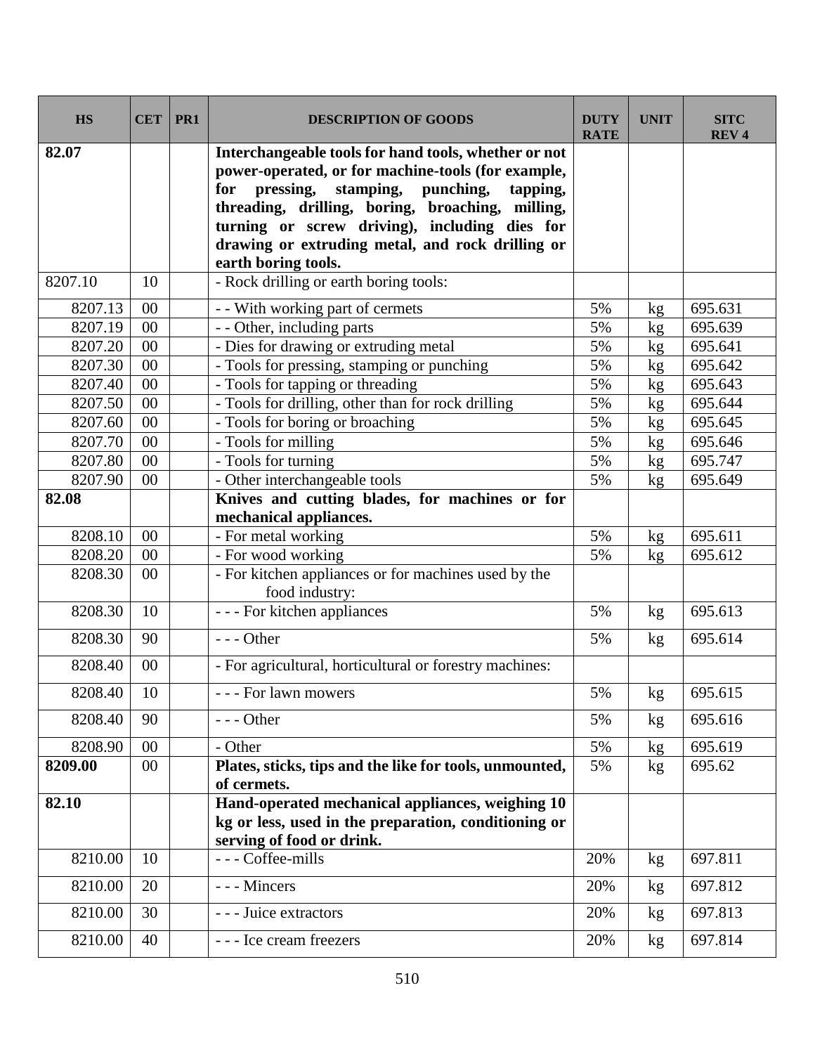| HS | CET | PR1 | DESCRIPTION OF GOODS | DUTY RATE | UNIT | SITC REV 4 |
|---|---|---|---|---|---|---|
| **82.07** | | | **Interchangeable tools for hand tools, whether or not power-operated, or for machine-tools (for example, for pressing, stamping, punching, tapping, threading, drilling, boring, broaching, milling, turning or screw driving), including dies for drawing or extruding metal, and rock drilling or earth boring tools.** | | | |
| 8207.10 | 10 | | - Rock drilling or earth boring tools: | | | |
| 8207.13 | 00 | | - - With working part of cermets | 5% | kg | 695.631 |
| 8207.19 | 00 | | - - Other, including parts | 5% | kg | 695.639 |
| 8207.20 | 00 | | - Dies for drawing or extruding metal | 5% | kg | 695.641 |
| 8207.30 | 00 | | - Tools for pressing, stamping or punching | 5% | kg | 695.642 |
| 8207.40 | 00 | | - Tools for tapping or threading | 5% | kg | 695.643 |
| 8207.50 | 00 | | - Tools for drilling, other than for rock drilling | 5% | kg | 695.644 |
| 8207.60 | 00 | | - Tools for boring or broaching | 5% | kg | 695.645 |
| 8207.70 | 00 | | - Tools for milling | 5% | kg | 695.646 |
| 8207.80 | 00 | | - Tools for turning | 5% | kg | 695.747 |
| 8207.90 | 00 | | - Other interchangeable tools | 5% | kg | 695.649 |
| **82.08** | | | **Knives and cutting blades, for machines or for mechanical appliances.** | | | |
| 8208.10 | 00 | | - For metal working | 5% | kg | 695.611 |
| 8208.20 | 00 | | - For wood working | 5% | kg | 695.612 |
| 8208.30 | 00 | | - For kitchen appliances or for machines used by the food industry: | | | |
| 8208.30 | 10 | | - - - For kitchen appliances | 5% | kg | 695.613 |
| 8208.30 | 90 | | - - - Other | 5% | kg | 695.614 |
| 8208.40 | 00 | | - For agricultural, horticultural or forestry machines: | | | |
| 8208.40 | 10 | | - - - For lawn mowers | 5% | kg | 695.615 |
| 8208.40 | 90 | | - - - Other | 5% | kg | 695.616 |
| 8208.90 | 00 | | - Other | 5% | kg | 695.619 |
| **8209.00** | 00 | | **Plates, sticks, tips and the like for tools, unmounted, of cermets.** | 5% | kg | 695.62 |
| **82.10** | | | **Hand-operated mechanical appliances, weighing 10 kg or less, used in the preparation, conditioning or serving of food or drink.** | | | |
| 8210.00 | 10 | | - - - Coffee-mills | 20% | kg | 697.811 |
| 8210.00 | 20 | | - - - Mincers | 20% | kg | 697.812 |
| 8210.00 | 30 | | - - - Juice extractors | 20% | kg | 697.813 |
| 8210.00 | 40 | | - - - Ice cream freezers | 20% | kg | 697.814 |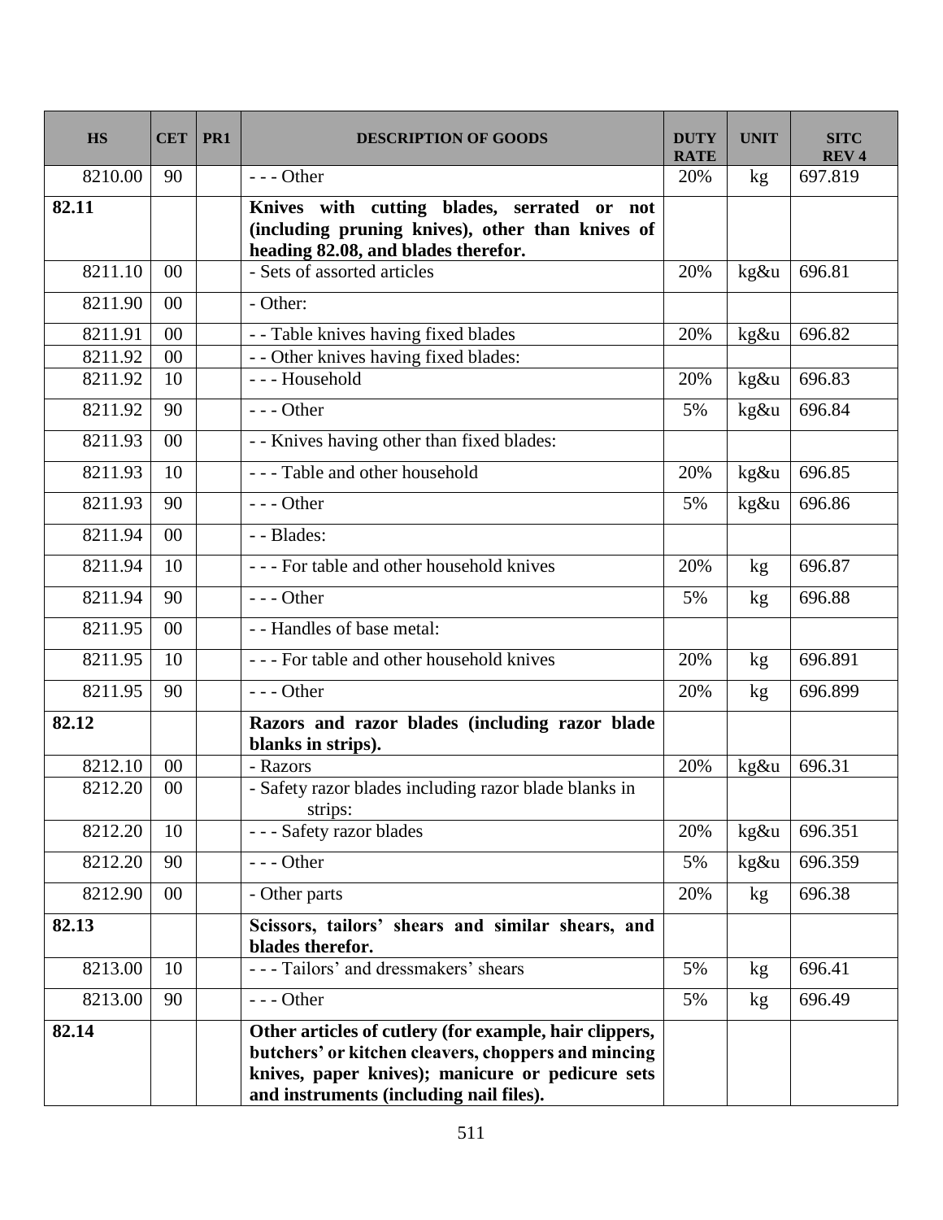| HS | CET | PR1 | DESCRIPTION OF GOODS | DUTY RATE | UNIT | SITC REV 4 |
|---|---|---|---|---|---|---|
| 8210.00 | 90 | | - - - Other | 20% | kg | 697.819 |
| **82.11** | | | **Knives with cutting blades, serrated or not (including pruning knives), other than knives of heading 82.08, and blades therefor.** | | | |
| 8211.10 | 00 | | - Sets of assorted articles | 20% | kg&u | 696.81 |
| 8211.90 | 00 | | - Other: | | | |
| 8211.91 | 00 | | - - Table knives having fixed blades | 20% | kg&u | 696.82 |
| 8211.92 | 00 | | - - Other knives having fixed blades: | | | |
| 8211.92 | 10 | | - - - Household | 20% | kg&u | 696.83 |
| 8211.92 | 90 | | - - - Other | 5% | kg&u | 696.84 |
| 8211.93 | 00 | | - - Knives having other than fixed blades: | | | |
| 8211.93 | 10 | | - - - Table and other household | 20% | kg&u | 696.85 |
| 8211.93 | 90 | | - - - Other | 5% | kg&u | 696.86 |
| 8211.94 | 00 | | - - Blades: | | | |
| 8211.94 | 10 | | - - - For table and other household knives | 20% | kg | 696.87 |
| 8211.94 | 90 | | - - - Other | 5% | kg | 696.88 |
| 8211.95 | 00 | | - - Handles of base metal: | | | |
| 8211.95 | 10 | | - - - For table and other household knives | 20% | kg | 696.891 |
| 8211.95 | 90 | | - - - Other | 20% | kg | 696.899 |
| **82.12** | | | **Razors and razor blades (including razor blade blanks in strips).** | | | |
| 8212.10 | 00 | | - Razors | 20% | kg&u | 696.31 |
| 8212.20 | 00 | | - Safety razor blades including razor blade blanks in strips: | | | |
| 8212.20 | 10 | | - - - Safety razor blades | 20% | kg&u | 696.351 |
| 8212.20 | 90 | | - - - Other | 5% | kg&u | 696.359 |
| 8212.90 | 00 | | - Other parts | 20% | kg | 696.38 |
| **82.13** | | | **Scissors, tailors' shears and similar shears, and blades therefor.** | | | |
| 8213.00 | 10 | | - - - Tailors' and dressmakers' shears | 5% | kg | 696.41 |
| 8213.00 | 90 | | - - - Other | 5% | kg | 696.49 |
| **82.14** | | | **Other articles of cutlery (for example, hair clippers, butchers' or kitchen cleavers, choppers and mincing knives, paper knives); manicure or pedicure sets and instruments (including nail files).** | | | |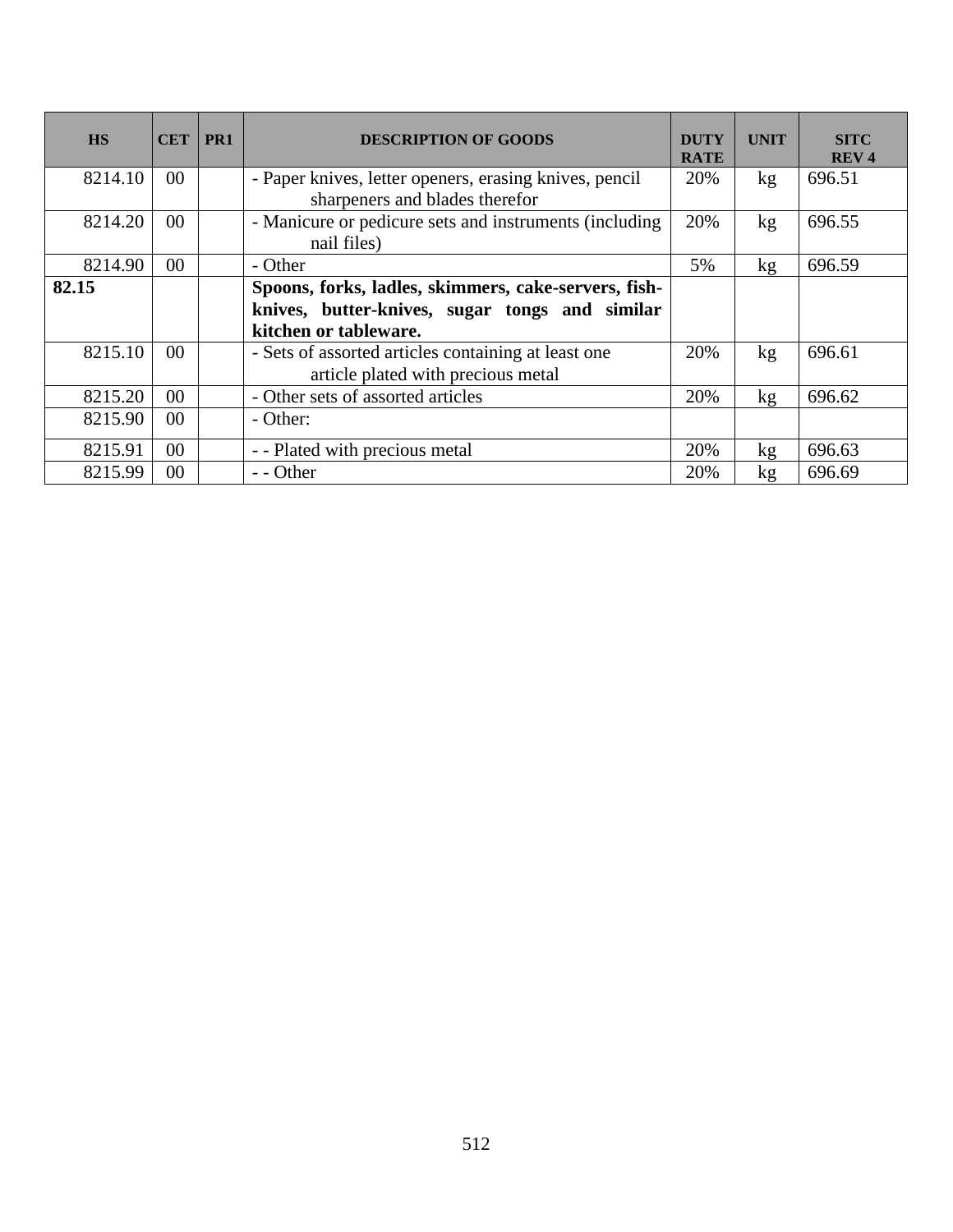| HS | CET | PR1 | DESCRIPTION OF GOODS | DUTY RATE | UNIT | SITC REV 4 |
|---|---|---|---|---|---|---|
| 8214.10 | 00 | | - Paper knives, letter openers, erasing knives, pencil sharpeners and blades therefor | 20% | kg | 696.51 |
| 8214.20 | 00 | | - Manicure or pedicure sets and instruments (including nail files) | 20% | kg | 696.55 |
| 8214.90 | 00 | | - Other | 5% | kg | 696.59 |
| **82.15** | | | **Spoons, forks, ladles, skimmers, cake-servers, fish-knives, butter-knives, sugar tongs and similar kitchen or tableware.** | | | |
| 8215.10 | 00 | | - Sets of assorted articles containing at least one article plated with precious metal | 20% | kg | 696.61 |
| 8215.20 | 00 | | - Other sets of assorted articles | 20% | kg | 696.62 |
| 8215.90 | 00 | | - Other: | | | |
| 8215.91 | 00 | | - - Plated with precious metal | 20% | kg | 696.63 |
| 8215.99 | 00 | | - - Other | 20% | kg | 696.69 |